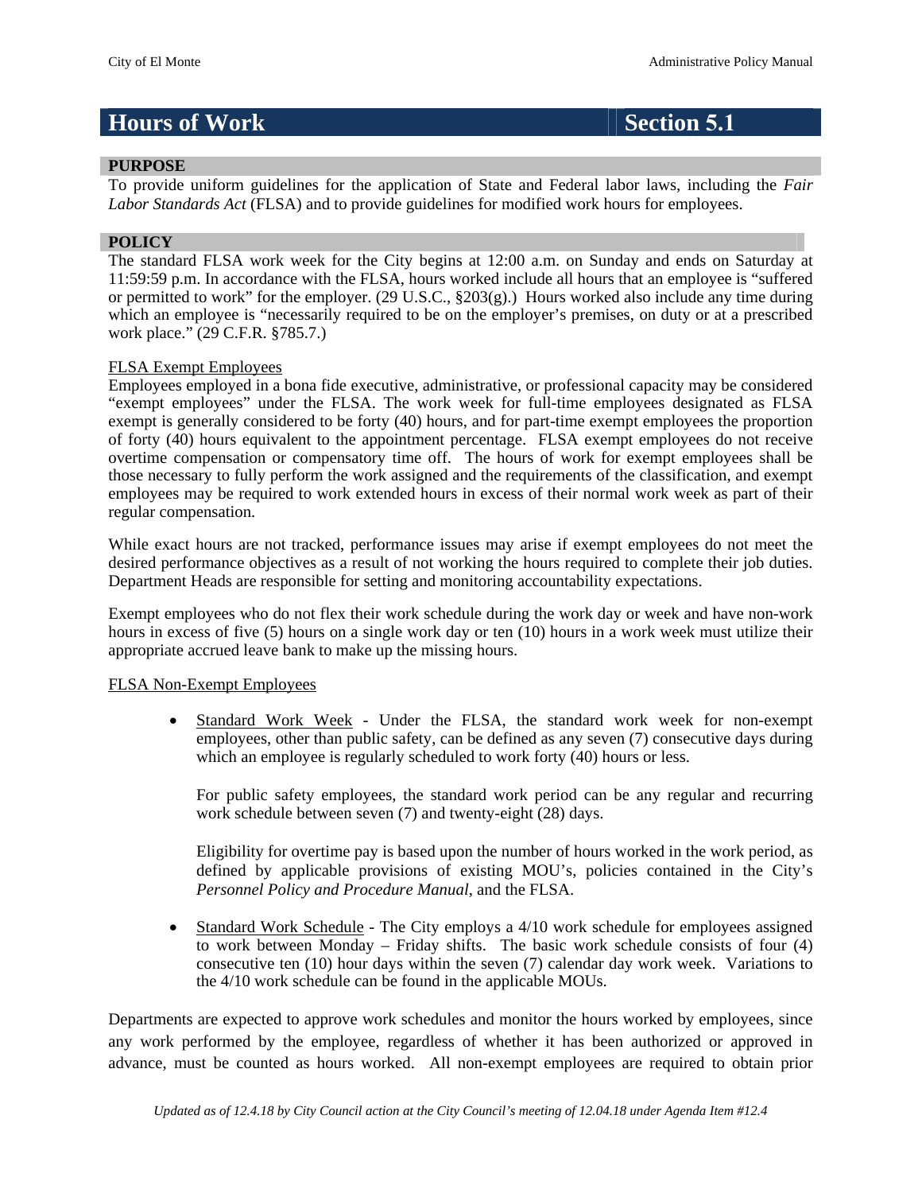# Hours of Work — Section 5.1

## PURPOSE

To provide uniform guidelines for the application of State and Federal labor laws, including the *Fair Labor Standards Act* (FLSA) and to provide guidelines for modified work hours for employees.

## POLICY

The standard FLSA work week for the City begins at 12:00 a.m. on Sunday and ends on Saturday at 11:59:59 p.m. In accordance with the FLSA, hours worked include all hours that an employee is "suffered or permitted to work" for the employer. (29 U.S.C., §203(g).) Hours worked also include any time during which an employee is "necessarily required to be on the employer's premises, on duty or at a prescribed work place." (29 C.F.R. §785.7.)

### FLSA Exempt Employees

Employees employed in a bona fide executive, administrative, or professional capacity may be considered "exempt employees" under the FLSA. The work week for full-time employees designated as FLSA exempt is generally considered to be forty (40) hours, and for part-time exempt employees the proportion of forty (40) hours equivalent to the appointment percentage. FLSA exempt employees do not receive overtime compensation or compensatory time off. The hours of work for exempt employees shall be those necessary to fully perform the work assigned and the requirements of the classification, and exempt employees may be required to work extended hours in excess of their normal work week as part of their regular compensation.

While exact hours are not tracked, performance issues may arise if exempt employees do not meet the desired performance objectives as a result of not working the hours required to complete their job duties. Department Heads are responsible for setting and monitoring accountability expectations.

Exempt employees who do not flex their work schedule during the work day or week and have non-work hours in excess of five (5) hours on a single work day or ten (10) hours in a work week must utilize their appropriate accrued leave bank to make up the missing hours.

### FLSA Non-Exempt Employees

- Standard Work Week - Under the FLSA, the standard work week for non-exempt employees, other than public safety, can be defined as any seven (7) consecutive days during which an employee is regularly scheduled to work forty (40) hours or less.

  For public safety employees, the standard work period can be any regular and recurring work schedule between seven (7) and twenty-eight (28) days.

  Eligibility for overtime pay is based upon the number of hours worked in the work period, as defined by applicable provisions of existing MOU's, policies contained in the City's *Personnel Policy and Procedure Manual*, and the FLSA.

- Standard Work Schedule - The City employs a 4/10 work schedule for employees assigned to work between Monday – Friday shifts. The basic work schedule consists of four (4) consecutive ten (10) hour days within the seven (7) calendar day work week. Variations to the 4/10 work schedule can be found in the applicable MOUs.

Departments are expected to approve work schedules and monitor the hours worked by employees, since any work performed by the employee, regardless of whether it has been authorized or approved in advance, must be counted as hours worked. All non-exempt employees are required to obtain prior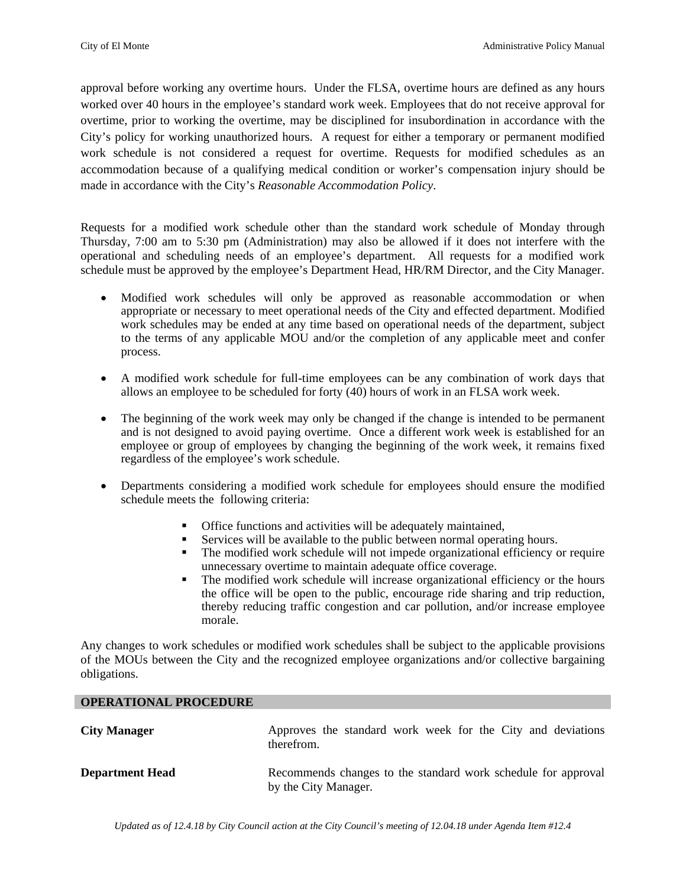approval before working any overtime hours. Under the FLSA, overtime hours are defined as any hours worked over 40 hours in the employee's standard work week. Employees that do not receive approval for overtime, prior to working the overtime, may be disciplined for insubordination in accordance with the City's policy for working unauthorized hours. A request for either a temporary or permanent modified work schedule is not considered a request for overtime. Requests for modified schedules as an accommodation because of a qualifying medical condition or worker's compensation injury should be made in accordance with the City's *Reasonable Accommodation Policy*.

Requests for a modified work schedule other than the standard work schedule of Monday through Thursday, 7:00 am to 5:30 pm (Administration) may also be allowed if it does not interfere with the operational and scheduling needs of an employee's department. All requests for a modified work schedule must be approved by the employee's Department Head, HR/RM Director, and the City Manager.

- Modified work schedules will only be approved as reasonable accommodation or when appropriate or necessary to meet operational needs of the City and effected department. Modified work schedules may be ended at any time based on operational needs of the department, subject to the terms of any applicable MOU and/or the completion of any applicable meet and confer process.

- A modified work schedule for full-time employees can be any combination of work days that allows an employee to be scheduled for forty (40) hours of work in an FLSA work week.

- The beginning of the work week may only be changed if the change is intended to be permanent and is not designed to avoid paying overtime. Once a different work week is established for an employee or group of employees by changing the beginning of the work week, it remains fixed regardless of the employee's work schedule.

- Departments considering a modified work schedule for employees should ensure the modified schedule meets the following criteria:
    - Office functions and activities will be adequately maintained,
    - Services will be available to the public between normal operating hours.
    - The modified work schedule will not impede organizational efficiency or require unnecessary overtime to maintain adequate office coverage.
    - The modified work schedule will increase organizational efficiency or the hours the office will be open to the public, encourage ride sharing and trip reduction, thereby reducing traffic congestion and car pollution, and/or increase employee morale.

Any changes to work schedules or modified work schedules shall be subject to the applicable provisions of the MOUs between the City and the recognized employee organizations and/or collective bargaining obligations.

## OPERATIONAL PROCEDURE

**City Manager** — Approves the standard work week for the City and deviations therefrom.

**Department Head** — Recommends changes to the standard work schedule for approval by the City Manager.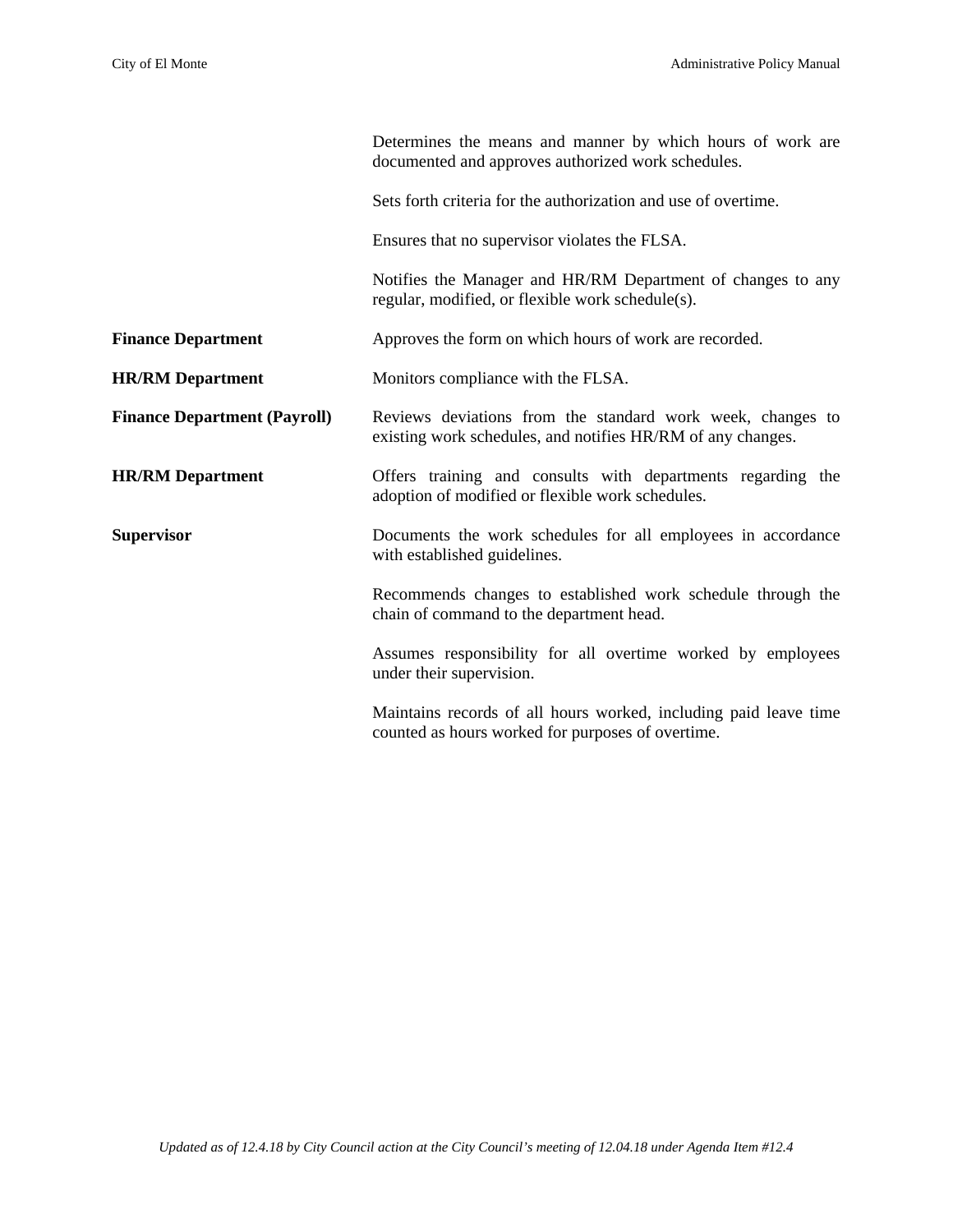| | |
|---|---|
| | Determines the means and manner by which hours of work are documented and approves authorized work schedules. |
| | Sets forth criteria for the authorization and use of overtime. |
| | Ensures that no supervisor violates the FLSA. |
| | Notifies the Manager and HR/RM Department of changes to any regular, modified, or flexible work schedule(s). |
| **Finance Department** | Approves the form on which hours of work are recorded. |
| **HR/RM Department** | Monitors compliance with the FLSA. |
| **Finance Department (Payroll)** | Reviews deviations from the standard work week, changes to existing work schedules, and notifies HR/RM of any changes. |
| **HR/RM Department** | Offers training and consults with departments regarding the adoption of modified or flexible work schedules. |
| **Supervisor** | Documents the work schedules for all employees in accordance with established guidelines. |
| | Recommends changes to established work schedule through the chain of command to the department head. |
| | Assumes responsibility for all overtime worked by employees under their supervision. |
| | Maintains records of all hours worked, including paid leave time counted as hours worked for purposes of overtime. |

*Updated as of 12.4.18 by City Council action at the City Council's meeting of 12.04.18 under Agenda Item #12.4*